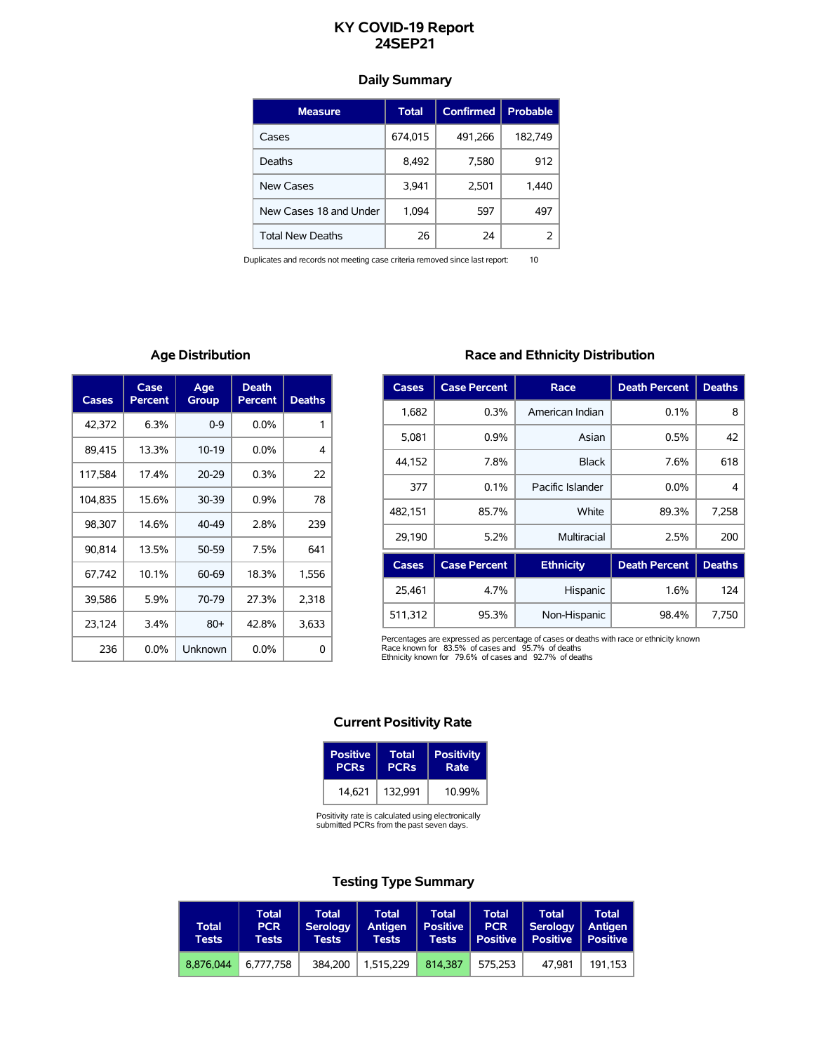# KY COVID-19 Report
# 24SEP21

## Daily Summary

| Measure | Total | Confirmed | Probable |
|---|---|---|---|
| Cases | 674,015 | 491,266 | 182,749 |
| Deaths | 8,492 | 7,580 | 912 |
| New Cases | 3,941 | 2,501 | 1,440 |
| New Cases 18 and Under | 1,094 | 597 | 497 |
| Total New Deaths | 26 | 24 | 2 |

Duplicates and records not meeting case criteria removed since last report: 10

## Age Distribution

| Cases | Case Percent | Age Group | Death Percent | Deaths |
|---|---|---|---|---|
| 42,372 | 6.3% | 0-9 | 0.0% | 1 |
| 89,415 | 13.3% | 10-19 | 0.0% | 4 |
| 117,584 | 17.4% | 20-29 | 0.3% | 22 |
| 104,835 | 15.6% | 30-39 | 0.9% | 78 |
| 98,307 | 14.6% | 40-49 | 2.8% | 239 |
| 90,814 | 13.5% | 50-59 | 7.5% | 641 |
| 67,742 | 10.1% | 60-69 | 18.3% | 1,556 |
| 39,586 | 5.9% | 70-79 | 27.3% | 2,318 |
| 23,124 | 3.4% | 80+ | 42.8% | 3,633 |
| 236 | 0.0% | Unknown | 0.0% | 0 |

## Race and Ethnicity Distribution

| Cases | Case Percent | Race | Death Percent | Deaths |
|---|---|---|---|---|
| 1,682 | 0.3% | American Indian | 0.1% | 8 |
| 5,081 | 0.9% | Asian | 0.5% | 42 |
| 44,152 | 7.8% | Black | 7.6% | 618 |
| 377 | 0.1% | Pacific Islander | 0.0% | 4 |
| 482,151 | 85.7% | White | 89.3% | 7,258 |
| 29,190 | 5.2% | Multiracial | 2.5% | 200 |

| Cases | Case Percent | Ethnicity | Death Percent | Deaths |
|---|---|---|---|---|
| 25,461 | 4.7% | Hispanic | 1.6% | 124 |
| 511,312 | 95.3% | Non-Hispanic | 98.4% | 7,750 |

Percentages are expressed as percentage of cases or deaths with race or ethnicity known
Race known for 83.5% of cases and 95.7% of deaths
Ethnicity known for 79.6% of cases and 92.7% of deaths

## Current Positivity Rate

| Positive PCRs | Total PCRs | Positivity Rate |
|---|---|---|
| 14,621 | 132,991 | 10.99% |

Positivity rate is calculated using electronically submitted PCRs from the past seven days.

## Testing Type Summary

| Total Tests | Total PCR Tests | Total Serology Tests | Total Antigen Tests | Total Positive Tests | Total PCR Positive | Total Serology Positive | Total Antigen Positive |
|---|---|---|---|---|---|---|---|
| 8,876,044 | 6,777,758 | 384,200 | 1,515,229 | 814,387 | 575,253 | 47,981 | 191,153 |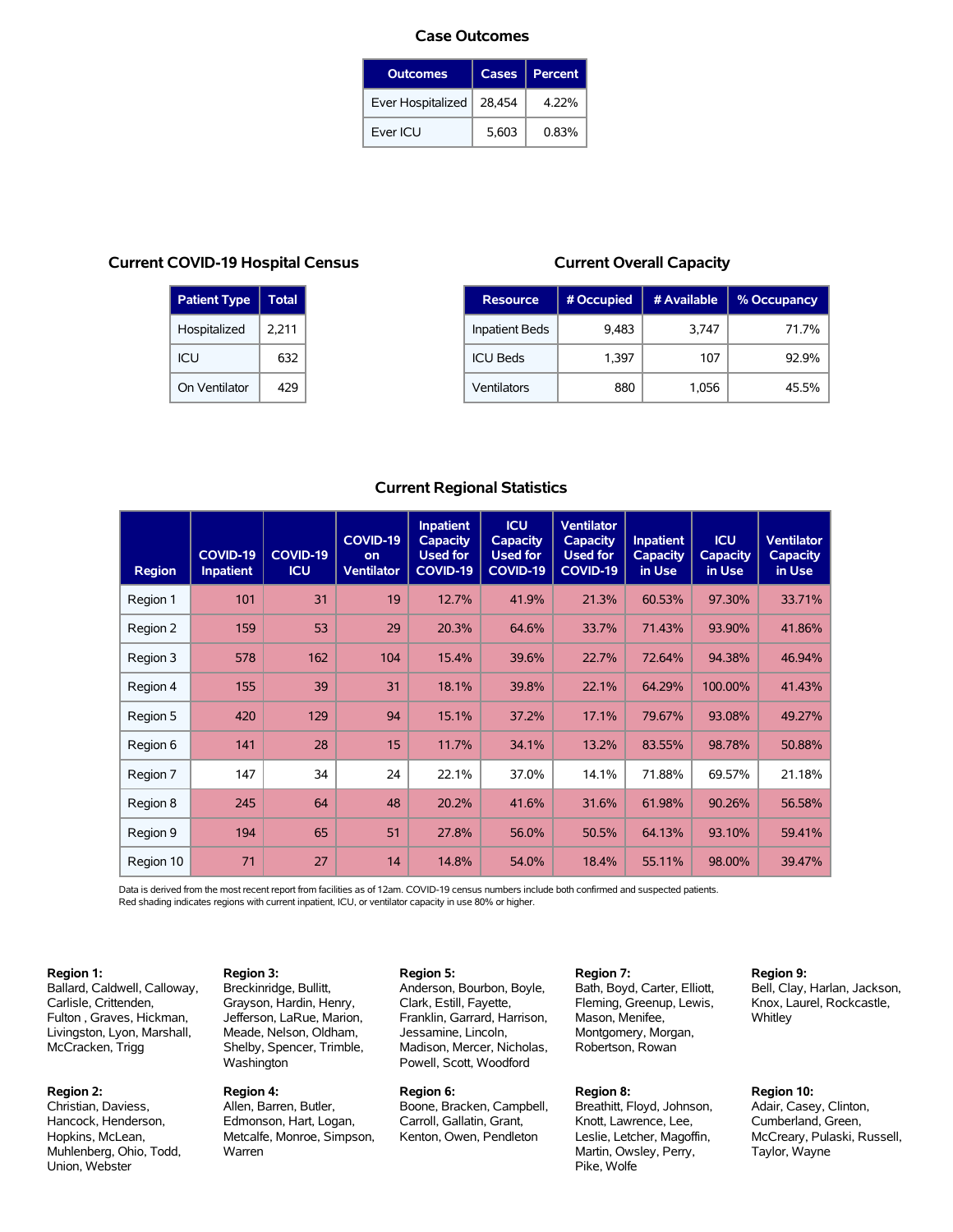## Case Outcomes

| Outcomes | Cases | Percent |
| --- | --- | --- |
| Ever Hospitalized | 28,454 | 4.22% |
| Ever ICU | 5,603 | 0.83% |

## Current COVID-19 Hospital Census

| Patient Type | Total |
| --- | --- |
| Hospitalized | 2,211 |
| ICU | 632 |
| On Ventilator | 429 |

## Current Overall Capacity

| Resource | # Occupied | # Available | % Occupancy |
| --- | --- | --- | --- |
| Inpatient Beds | 9,483 | 3,747 | 71.7% |
| ICU Beds | 1,397 | 107 | 92.9% |
| Ventilators | 880 | 1,056 | 45.5% |

## Current Regional Statistics

| Region | COVID-19 Inpatient | COVID-19 ICU | COVID-19 on Ventilator | Inpatient Capacity Used for COVID-19 | ICU Capacity Used for COVID-19 | Ventilator Capacity Used for COVID-19 | Inpatient Capacity in Use | ICU Capacity in Use | Ventilator Capacity in Use |
| --- | --- | --- | --- | --- | --- | --- | --- | --- | --- |
| Region 1 | 101 | 31 | 19 | 12.7% | 41.9% | 21.3% | 60.53% | 97.30% | 33.71% |
| Region 2 | 159 | 53 | 29 | 20.3% | 64.6% | 33.7% | 71.43% | 93.90% | 41.86% |
| Region 3 | 578 | 162 | 104 | 15.4% | 39.6% | 22.7% | 72.64% | 94.38% | 46.94% |
| Region 4 | 155 | 39 | 31 | 18.1% | 39.8% | 22.1% | 64.29% | 100.00% | 41.43% |
| Region 5 | 420 | 129 | 94 | 15.1% | 37.2% | 17.1% | 79.67% | 93.08% | 49.27% |
| Region 6 | 141 | 28 | 15 | 11.7% | 34.1% | 13.2% | 83.55% | 98.78% | 50.88% |
| Region 7 | 147 | 34 | 24 | 22.1% | 37.0% | 14.1% | 71.88% | 69.57% | 21.18% |
| Region 8 | 245 | 64 | 48 | 20.2% | 41.6% | 31.6% | 61.98% | 90.26% | 56.58% |
| Region 9 | 194 | 65 | 51 | 27.8% | 56.0% | 50.5% | 64.13% | 93.10% | 59.41% |
| Region 10 | 71 | 27 | 14 | 14.8% | 54.0% | 18.4% | 55.11% | 98.00% | 39.47% |

Data is derived from the most recent report from facilities as of 12am. COVID-19 census numbers include both confirmed and suspected patients.
Red shading indicates regions with current inpatient, ICU, or ventilator capacity in use 80% or higher.

**Region 1:**
Ballard, Caldwell, Calloway, Carlisle, Crittenden, Fulton , Graves, Hickman, Livingston, Lyon, Marshall, McCracken, Trigg

**Region 2:**
Christian, Daviess, Hancock, Henderson, Hopkins, McLean, Muhlenberg, Ohio, Todd, Union, Webster

**Region 3:**
Breckinridge, Bullitt, Grayson, Hardin, Henry, Jefferson, LaRue, Marion, Meade, Nelson, Oldham, Shelby, Spencer, Trimble, Washington

**Region 4:**
Allen, Barren, Butler, Edmonson, Hart, Logan, Metcalfe, Monroe, Simpson, Warren

**Region 5:**
Anderson, Bourbon, Boyle, Clark, Estill, Fayette, Franklin, Garrard, Harrison, Jessamine, Lincoln, Madison, Mercer, Nicholas, Powell, Scott, Woodford

**Region 6:**
Boone, Bracken, Campbell, Carroll, Gallatin, Grant, Kenton, Owen, Pendleton

**Region 7:**
Bath, Boyd, Carter, Elliott, Fleming, Greenup, Lewis, Mason, Menifee, Montgomery, Morgan, Robertson, Rowan

**Region 8:**
Breathitt, Floyd, Johnson, Knott, Lawrence, Lee, Leslie, Letcher, Magoffin, Martin, Owsley, Perry, Pike, Wolfe

**Region 9:**
Bell, Clay, Harlan, Jackson, Knox, Laurel, Rockcastle, Whitley

**Region 10:**
Adair, Casey, Clinton, Cumberland, Green, McCreary, Pulaski, Russell, Taylor, Wayne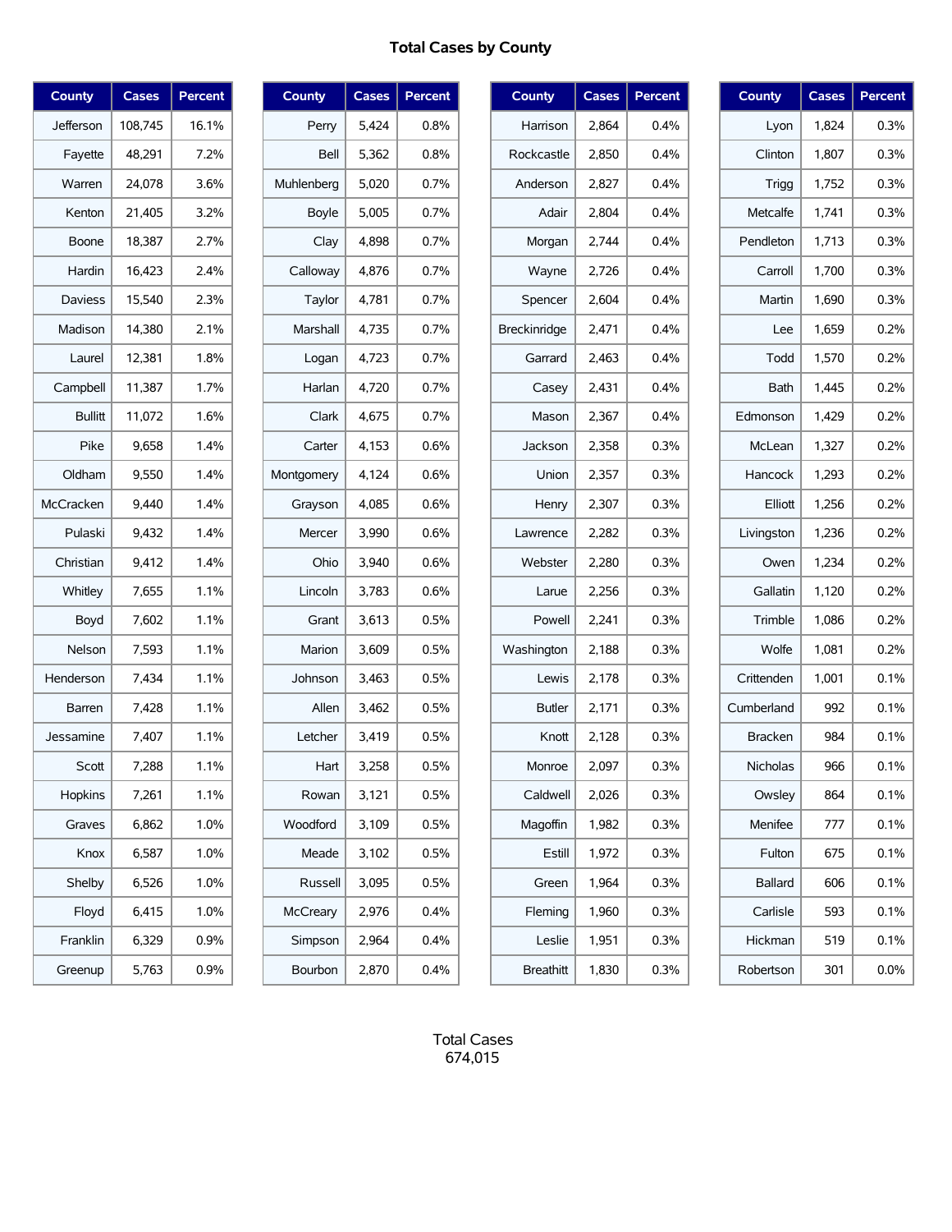## Total Cases by County

| County | Cases | Percent |
|---|---|---|
| Jefferson | 108,745 | 16.1% |
| Fayette | 48,291 | 7.2% |
| Warren | 24,078 | 3.6% |
| Kenton | 21,405 | 3.2% |
| Boone | 18,387 | 2.7% |
| Hardin | 16,423 | 2.4% |
| Daviess | 15,540 | 2.3% |
| Madison | 14,380 | 2.1% |
| Laurel | 12,381 | 1.8% |
| Campbell | 11,387 | 1.7% |
| Bullitt | 11,072 | 1.6% |
| Pike | 9,658 | 1.4% |
| Oldham | 9,550 | 1.4% |
| McCracken | 9,440 | 1.4% |
| Pulaski | 9,432 | 1.4% |
| Christian | 9,412 | 1.4% |
| Whitley | 7,655 | 1.1% |
| Boyd | 7,602 | 1.1% |
| Nelson | 7,593 | 1.1% |
| Henderson | 7,434 | 1.1% |
| Barren | 7,428 | 1.1% |
| Jessamine | 7,407 | 1.1% |
| Scott | 7,288 | 1.1% |
| Hopkins | 7,261 | 1.1% |
| Graves | 6,862 | 1.0% |
| Knox | 6,587 | 1.0% |
| Shelby | 6,526 | 1.0% |
| Floyd | 6,415 | 1.0% |
| Franklin | 6,329 | 0.9% |
| Greenup | 5,763 | 0.9% |

| County | Cases | Percent |
|---|---|---|
| Perry | 5,424 | 0.8% |
| Bell | 5,362 | 0.8% |
| Muhlenberg | 5,020 | 0.7% |
| Boyle | 5,005 | 0.7% |
| Clay | 4,898 | 0.7% |
| Calloway | 4,876 | 0.7% |
| Taylor | 4,781 | 0.7% |
| Marshall | 4,735 | 0.7% |
| Logan | 4,723 | 0.7% |
| Harlan | 4,720 | 0.7% |
| Clark | 4,675 | 0.7% |
| Carter | 4,153 | 0.6% |
| Montgomery | 4,124 | 0.6% |
| Grayson | 4,085 | 0.6% |
| Mercer | 3,990 | 0.6% |
| Ohio | 3,940 | 0.6% |
| Lincoln | 3,783 | 0.6% |
| Grant | 3,613 | 0.5% |
| Marion | 3,609 | 0.5% |
| Johnson | 3,463 | 0.5% |
| Allen | 3,462 | 0.5% |
| Letcher | 3,419 | 0.5% |
| Hart | 3,258 | 0.5% |
| Rowan | 3,121 | 0.5% |
| Woodford | 3,109 | 0.5% |
| Meade | 3,102 | 0.5% |
| Russell | 3,095 | 0.5% |
| McCreary | 2,976 | 0.4% |
| Simpson | 2,964 | 0.4% |
| Bourbon | 2,870 | 0.4% |

| County | Cases | Percent |
|---|---|---|
| Harrison | 2,864 | 0.4% |
| Rockcastle | 2,850 | 0.4% |
| Anderson | 2,827 | 0.4% |
| Adair | 2,804 | 0.4% |
| Morgan | 2,744 | 0.4% |
| Wayne | 2,726 | 0.4% |
| Spencer | 2,604 | 0.4% |
| Breckinridge | 2,471 | 0.4% |
| Garrard | 2,463 | 0.4% |
| Casey | 2,431 | 0.4% |
| Mason | 2,367 | 0.4% |
| Jackson | 2,358 | 0.3% |
| Union | 2,357 | 0.3% |
| Henry | 2,307 | 0.3% |
| Lawrence | 2,282 | 0.3% |
| Webster | 2,280 | 0.3% |
| Larue | 2,256 | 0.3% |
| Powell | 2,241 | 0.3% |
| Washington | 2,188 | 0.3% |
| Lewis | 2,178 | 0.3% |
| Butler | 2,171 | 0.3% |
| Knott | 2,128 | 0.3% |
| Monroe | 2,097 | 0.3% |
| Caldwell | 2,026 | 0.3% |
| Magoffin | 1,982 | 0.3% |
| Estill | 1,972 | 0.3% |
| Green | 1,964 | 0.3% |
| Fleming | 1,960 | 0.3% |
| Leslie | 1,951 | 0.3% |
| Breathitt | 1,830 | 0.3% |

| County | Cases | Percent |
|---|---|---|
| Lyon | 1,824 | 0.3% |
| Clinton | 1,807 | 0.3% |
| Trigg | 1,752 | 0.3% |
| Metcalfe | 1,741 | 0.3% |
| Pendleton | 1,713 | 0.3% |
| Carroll | 1,700 | 0.3% |
| Martin | 1,690 | 0.3% |
| Lee | 1,659 | 0.2% |
| Todd | 1,570 | 0.2% |
| Bath | 1,445 | 0.2% |
| Edmonson | 1,429 | 0.2% |
| McLean | 1,327 | 0.2% |
| Hancock | 1,293 | 0.2% |
| Elliott | 1,256 | 0.2% |
| Livingston | 1,236 | 0.2% |
| Owen | 1,234 | 0.2% |
| Gallatin | 1,120 | 0.2% |
| Trimble | 1,086 | 0.2% |
| Wolfe | 1,081 | 0.2% |
| Crittenden | 1,001 | 0.1% |
| Cumberland | 992 | 0.1% |
| Bracken | 984 | 0.1% |
| Nicholas | 966 | 0.1% |
| Owsley | 864 | 0.1% |
| Menifee | 777 | 0.1% |
| Fulton | 675 | 0.1% |
| Ballard | 606 | 0.1% |
| Carlisle | 593 | 0.1% |
| Hickman | 519 | 0.1% |
| Robertson | 301 | 0.0% |

Total Cases
674,015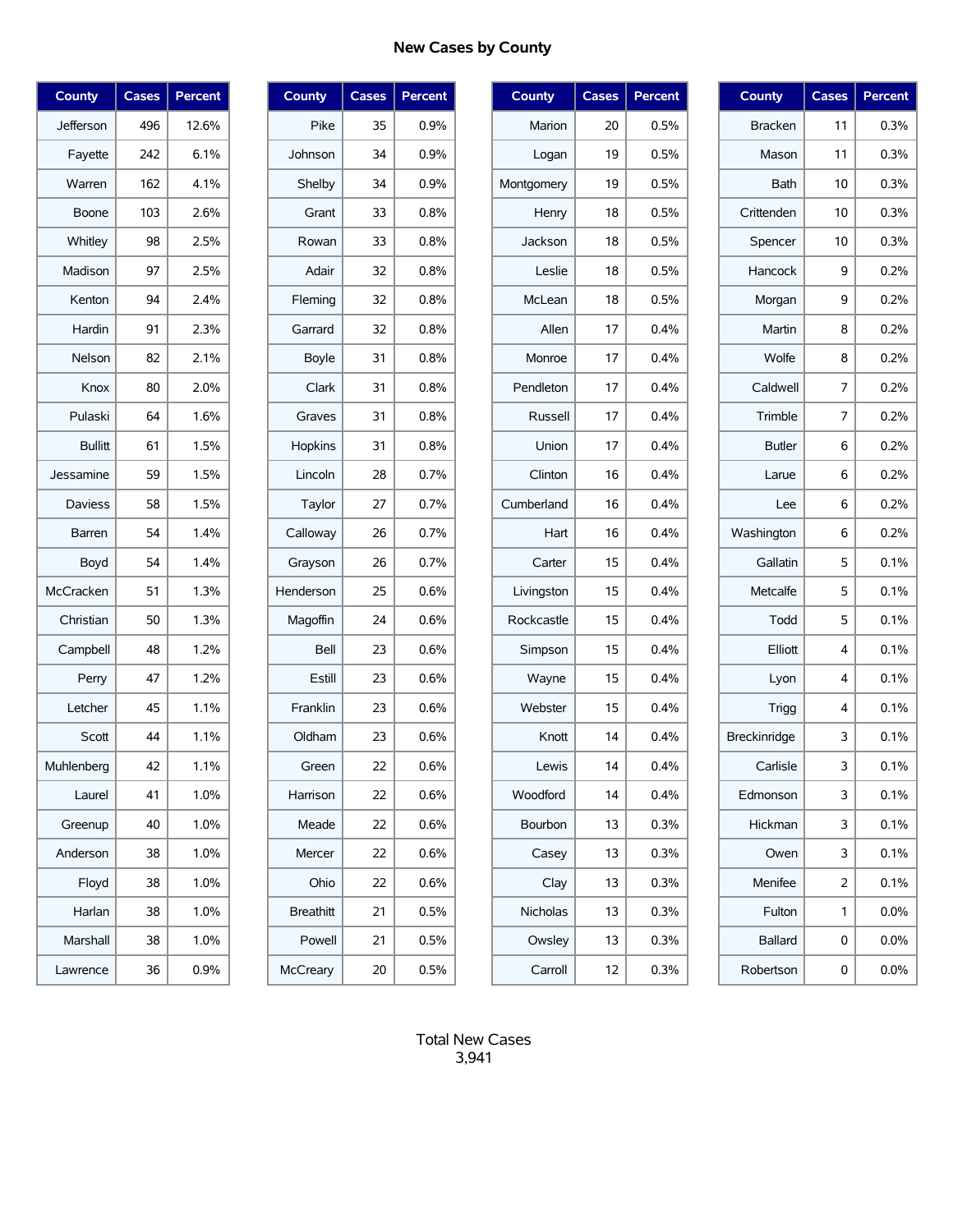## New Cases by County

| County | Cases | Percent |
|---|---|---|
| Jefferson | 496 | 12.6% |
| Fayette | 242 | 6.1% |
| Warren | 162 | 4.1% |
| Boone | 103 | 2.6% |
| Whitley | 98 | 2.5% |
| Madison | 97 | 2.5% |
| Kenton | 94 | 2.4% |
| Hardin | 91 | 2.3% |
| Nelson | 82 | 2.1% |
| Knox | 80 | 2.0% |
| Pulaski | 64 | 1.6% |
| Bullitt | 61 | 1.5% |
| Jessamine | 59 | 1.5% |
| Daviess | 58 | 1.5% |
| Barren | 54 | 1.4% |
| Boyd | 54 | 1.4% |
| McCracken | 51 | 1.3% |
| Christian | 50 | 1.3% |
| Campbell | 48 | 1.2% |
| Perry | 47 | 1.2% |
| Letcher | 45 | 1.1% |
| Scott | 44 | 1.1% |
| Muhlenberg | 42 | 1.1% |
| Laurel | 41 | 1.0% |
| Greenup | 40 | 1.0% |
| Anderson | 38 | 1.0% |
| Floyd | 38 | 1.0% |
| Harlan | 38 | 1.0% |
| Marshall | 38 | 1.0% |
| Lawrence | 36 | 0.9% |

| County | Cases | Percent |
|---|---|---|
| Pike | 35 | 0.9% |
| Johnson | 34 | 0.9% |
| Shelby | 34 | 0.9% |
| Grant | 33 | 0.8% |
| Rowan | 33 | 0.8% |
| Adair | 32 | 0.8% |
| Fleming | 32 | 0.8% |
| Garrard | 32 | 0.8% |
| Boyle | 31 | 0.8% |
| Clark | 31 | 0.8% |
| Graves | 31 | 0.8% |
| Hopkins | 31 | 0.8% |
| Lincoln | 28 | 0.7% |
| Taylor | 27 | 0.7% |
| Calloway | 26 | 0.7% |
| Grayson | 26 | 0.7% |
| Henderson | 25 | 0.6% |
| Magoffin | 24 | 0.6% |
| Bell | 23 | 0.6% |
| Estill | 23 | 0.6% |
| Franklin | 23 | 0.6% |
| Oldham | 23 | 0.6% |
| Green | 22 | 0.6% |
| Harrison | 22 | 0.6% |
| Meade | 22 | 0.6% |
| Mercer | 22 | 0.6% |
| Ohio | 22 | 0.6% |
| Breathitt | 21 | 0.5% |
| Powell | 21 | 0.5% |
| McCreary | 20 | 0.5% |

| County | Cases | Percent |
|---|---|---|
| Marion | 20 | 0.5% |
| Logan | 19 | 0.5% |
| Montgomery | 19 | 0.5% |
| Henry | 18 | 0.5% |
| Jackson | 18 | 0.5% |
| Leslie | 18 | 0.5% |
| McLean | 18 | 0.5% |
| Allen | 17 | 0.4% |
| Monroe | 17 | 0.4% |
| Pendleton | 17 | 0.4% |
| Russell | 17 | 0.4% |
| Union | 17 | 0.4% |
| Clinton | 16 | 0.4% |
| Cumberland | 16 | 0.4% |
| Hart | 16 | 0.4% |
| Carter | 15 | 0.4% |
| Livingston | 15 | 0.4% |
| Rockcastle | 15 | 0.4% |
| Simpson | 15 | 0.4% |
| Wayne | 15 | 0.4% |
| Webster | 15 | 0.4% |
| Knott | 14 | 0.4% |
| Lewis | 14 | 0.4% |
| Woodford | 14 | 0.4% |
| Bourbon | 13 | 0.3% |
| Casey | 13 | 0.3% |
| Clay | 13 | 0.3% |
| Nicholas | 13 | 0.3% |
| Owsley | 13 | 0.3% |
| Carroll | 12 | 0.3% |

| County | Cases | Percent |
|---|---|---|
| Bracken | 11 | 0.3% |
| Mason | 11 | 0.3% |
| Bath | 10 | 0.3% |
| Crittenden | 10 | 0.3% |
| Spencer | 10 | 0.3% |
| Hancock | 9 | 0.2% |
| Morgan | 9 | 0.2% |
| Martin | 8 | 0.2% |
| Wolfe | 8 | 0.2% |
| Caldwell | 7 | 0.2% |
| Trimble | 7 | 0.2% |
| Butler | 6 | 0.2% |
| Larue | 6 | 0.2% |
| Lee | 6 | 0.2% |
| Washington | 6 | 0.2% |
| Gallatin | 5 | 0.1% |
| Metcalfe | 5 | 0.1% |
| Todd | 5 | 0.1% |
| Elliott | 4 | 0.1% |
| Lyon | 4 | 0.1% |
| Trigg | 4 | 0.1% |
| Breckinridge | 3 | 0.1% |
| Carlisle | 3 | 0.1% |
| Edmonson | 3 | 0.1% |
| Hickman | 3 | 0.1% |
| Owen | 3 | 0.1% |
| Menifee | 2 | 0.1% |
| Fulton | 1 | 0.0% |
| Ballard | 0 | 0.0% |
| Robertson | 0 | 0.0% |

Total New Cases
3,941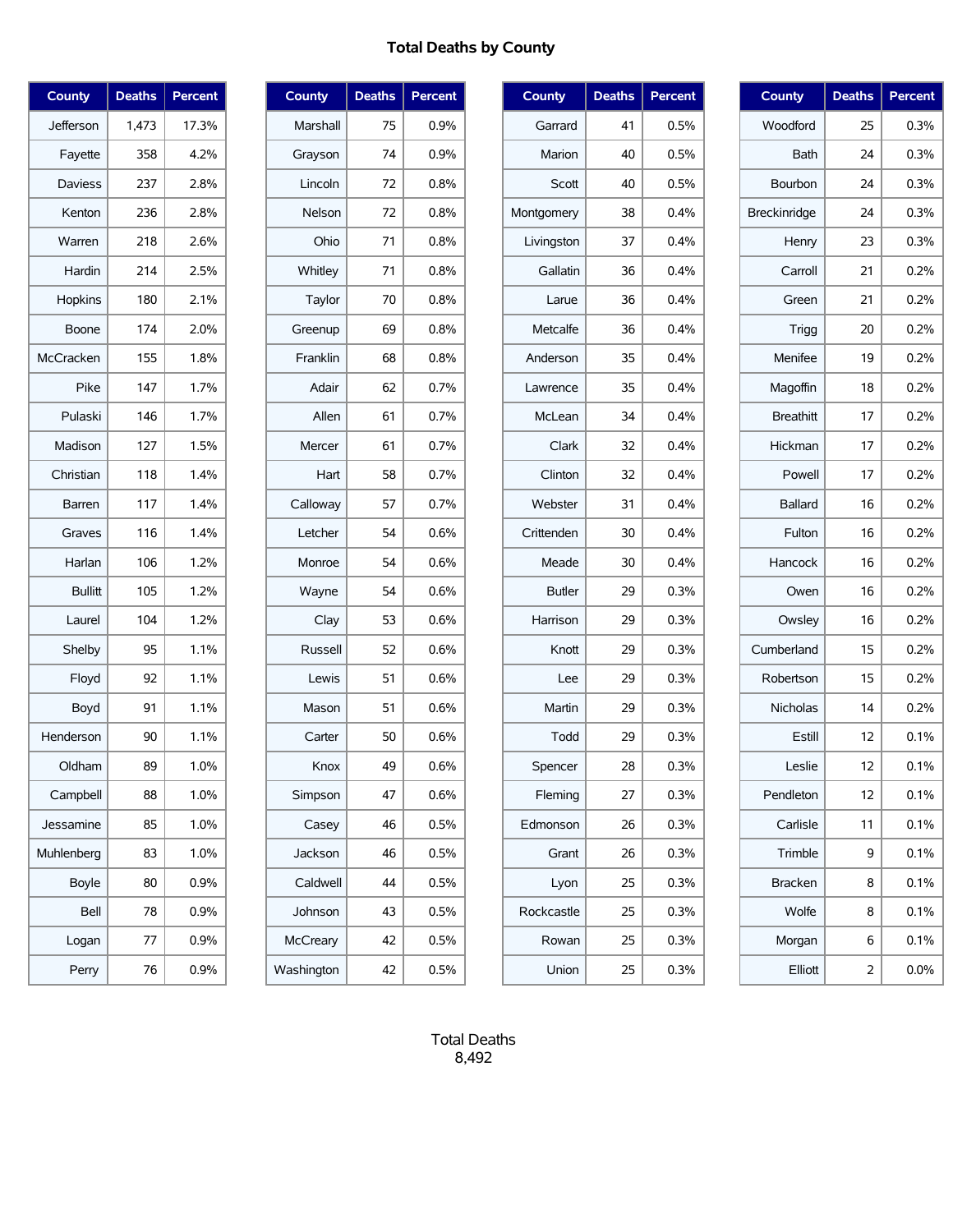# Total Deaths by County

| County | Deaths | Percent |
|---|---|---|
| Jefferson | 1,473 | 17.3% |
| Fayette | 358 | 4.2% |
| Daviess | 237 | 2.8% |
| Kenton | 236 | 2.8% |
| Warren | 218 | 2.6% |
| Hardin | 214 | 2.5% |
| Hopkins | 180 | 2.1% |
| Boone | 174 | 2.0% |
| McCracken | 155 | 1.8% |
| Pike | 147 | 1.7% |
| Pulaski | 146 | 1.7% |
| Madison | 127 | 1.5% |
| Christian | 118 | 1.4% |
| Barren | 117 | 1.4% |
| Graves | 116 | 1.4% |
| Harlan | 106 | 1.2% |
| Bullitt | 105 | 1.2% |
| Laurel | 104 | 1.2% |
| Shelby | 95 | 1.1% |
| Floyd | 92 | 1.1% |
| Boyd | 91 | 1.1% |
| Henderson | 90 | 1.1% |
| Oldham | 89 | 1.0% |
| Campbell | 88 | 1.0% |
| Jessamine | 85 | 1.0% |
| Muhlenberg | 83 | 1.0% |
| Boyle | 80 | 0.9% |
| Bell | 78 | 0.9% |
| Logan | 77 | 0.9% |
| Perry | 76 | 0.9% |

| County | Deaths | Percent |
|---|---|---|
| Marshall | 75 | 0.9% |
| Grayson | 74 | 0.9% |
| Lincoln | 72 | 0.8% |
| Nelson | 72 | 0.8% |
| Ohio | 71 | 0.8% |
| Whitley | 71 | 0.8% |
| Taylor | 70 | 0.8% |
| Greenup | 69 | 0.8% |
| Franklin | 68 | 0.8% |
| Adair | 62 | 0.7% |
| Allen | 61 | 0.7% |
| Mercer | 61 | 0.7% |
| Hart | 58 | 0.7% |
| Calloway | 57 | 0.7% |
| Letcher | 54 | 0.6% |
| Monroe | 54 | 0.6% |
| Wayne | 54 | 0.6% |
| Clay | 53 | 0.6% |
| Russell | 52 | 0.6% |
| Lewis | 51 | 0.6% |
| Mason | 51 | 0.6% |
| Carter | 50 | 0.6% |
| Knox | 49 | 0.6% |
| Simpson | 47 | 0.6% |
| Casey | 46 | 0.5% |
| Jackson | 46 | 0.5% |
| Caldwell | 44 | 0.5% |
| Johnson | 43 | 0.5% |
| McCreary | 42 | 0.5% |
| Washington | 42 | 0.5% |

| County | Deaths | Percent |
|---|---|---|
| Garrard | 41 | 0.5% |
| Marion | 40 | 0.5% |
| Scott | 40 | 0.5% |
| Montgomery | 38 | 0.4% |
| Livingston | 37 | 0.4% |
| Gallatin | 36 | 0.4% |
| Larue | 36 | 0.4% |
| Metcalfe | 36 | 0.4% |
| Anderson | 35 | 0.4% |
| Lawrence | 35 | 0.4% |
| McLean | 34 | 0.4% |
| Clark | 32 | 0.4% |
| Clinton | 32 | 0.4% |
| Webster | 31 | 0.4% |
| Crittenden | 30 | 0.4% |
| Meade | 30 | 0.4% |
| Butler | 29 | 0.3% |
| Harrison | 29 | 0.3% |
| Knott | 29 | 0.3% |
| Lee | 29 | 0.3% |
| Martin | 29 | 0.3% |
| Todd | 29 | 0.3% |
| Spencer | 28 | 0.3% |
| Fleming | 27 | 0.3% |
| Edmonson | 26 | 0.3% |
| Grant | 26 | 0.3% |
| Lyon | 25 | 0.3% |
| Rockcastle | 25 | 0.3% |
| Rowan | 25 | 0.3% |
| Union | 25 | 0.3% |

| County | Deaths | Percent |
|---|---|---|
| Woodford | 25 | 0.3% |
| Bath | 24 | 0.3% |
| Bourbon | 24 | 0.3% |
| Breckinridge | 24 | 0.3% |
| Henry | 23 | 0.3% |
| Carroll | 21 | 0.2% |
| Green | 21 | 0.2% |
| Trigg | 20 | 0.2% |
| Menifee | 19 | 0.2% |
| Magoffin | 18 | 0.2% |
| Breathitt | 17 | 0.2% |
| Hickman | 17 | 0.2% |
| Powell | 17 | 0.2% |
| Ballard | 16 | 0.2% |
| Fulton | 16 | 0.2% |
| Hancock | 16 | 0.2% |
| Owen | 16 | 0.2% |
| Owsley | 16 | 0.2% |
| Cumberland | 15 | 0.2% |
| Robertson | 15 | 0.2% |
| Nicholas | 14 | 0.2% |
| Estill | 12 | 0.1% |
| Leslie | 12 | 0.1% |
| Pendleton | 12 | 0.1% |
| Carlisle | 11 | 0.1% |
| Trimble | 9 | 0.1% |
| Bracken | 8 | 0.1% |
| Wolfe | 8 | 0.1% |
| Morgan | 6 | 0.1% |
| Elliott | 2 | 0.0% |

Total Deaths
8,492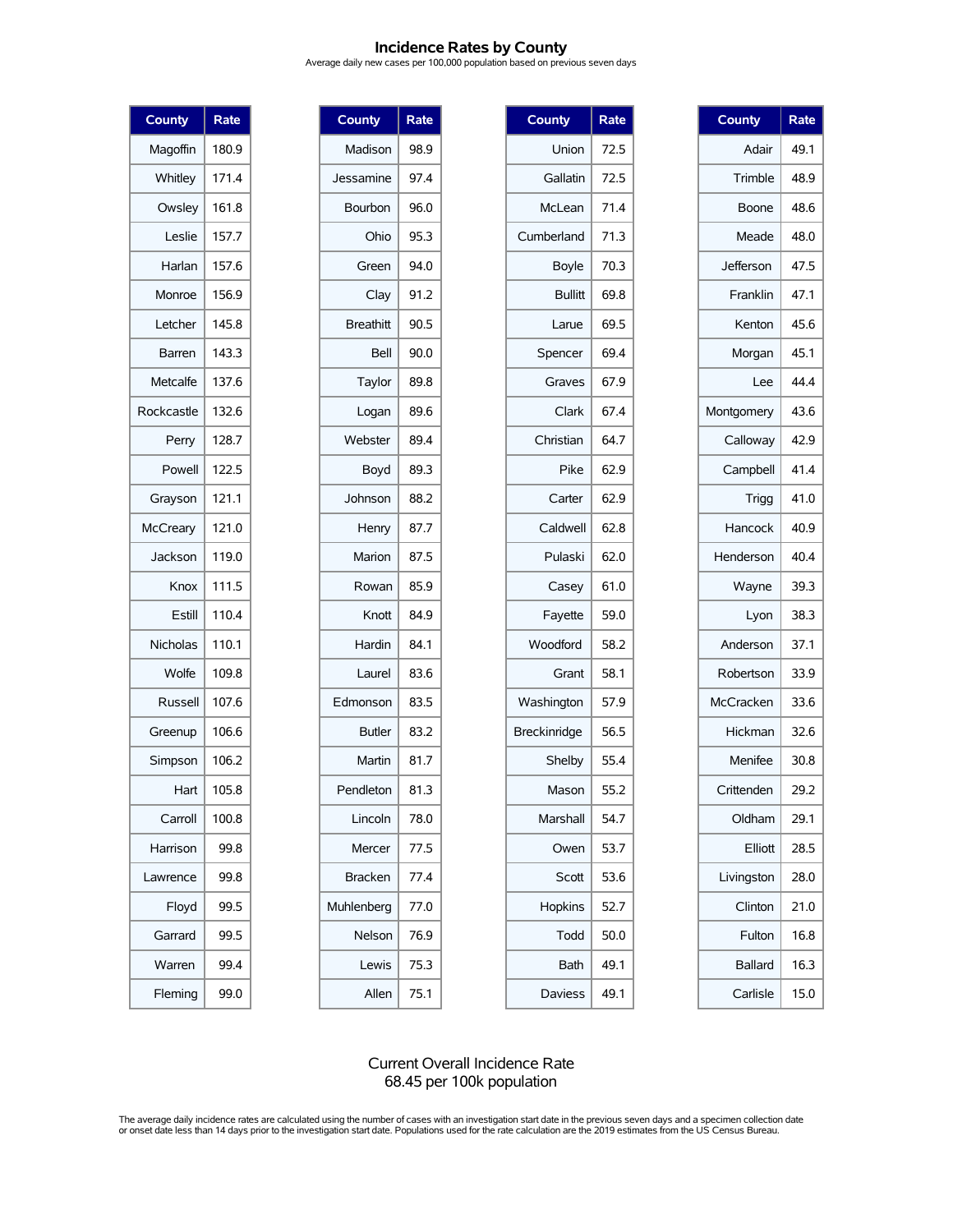## Incidence Rates by County

Average daily new cases per 100,000 population based on previous seven days

| County | Rate |
|---|---|
| Magoffin | 180.9 |
| Whitley | 171.4 |
| Owsley | 161.8 |
| Leslie | 157.7 |
| Harlan | 157.6 |
| Monroe | 156.9 |
| Letcher | 145.8 |
| Barren | 143.3 |
| Metcalfe | 137.6 |
| Rockcastle | 132.6 |
| Perry | 128.7 |
| Powell | 122.5 |
| Grayson | 121.1 |
| McCreary | 121.0 |
| Jackson | 119.0 |
| Knox | 111.5 |
| Estill | 110.4 |
| Nicholas | 110.1 |
| Wolfe | 109.8 |
| Russell | 107.6 |
| Greenup | 106.6 |
| Simpson | 106.2 |
| Hart | 105.8 |
| Carroll | 100.8 |
| Harrison | 99.8 |
| Lawrence | 99.8 |
| Floyd | 99.5 |
| Garrard | 99.5 |
| Warren | 99.4 |
| Fleming | 99.0 |

| County | Rate |
|---|---|
| Madison | 98.9 |
| Jessamine | 97.4 |
| Bourbon | 96.0 |
| Ohio | 95.3 |
| Green | 94.0 |
| Clay | 91.2 |
| Breathitt | 90.5 |
| Bell | 90.0 |
| Taylor | 89.8 |
| Logan | 89.6 |
| Webster | 89.4 |
| Boyd | 89.3 |
| Johnson | 88.2 |
| Henry | 87.7 |
| Marion | 87.5 |
| Rowan | 85.9 |
| Knott | 84.9 |
| Hardin | 84.1 |
| Laurel | 83.6 |
| Edmonson | 83.5 |
| Butler | 83.2 |
| Martin | 81.7 |
| Pendleton | 81.3 |
| Lincoln | 78.0 |
| Mercer | 77.5 |
| Bracken | 77.4 |
| Muhlenberg | 77.0 |
| Nelson | 76.9 |
| Lewis | 75.3 |
| Allen | 75.1 |

| County | Rate |
|---|---|
| Union | 72.5 |
| Gallatin | 72.5 |
| McLean | 71.4 |
| Cumberland | 71.3 |
| Boyle | 70.3 |
| Bullitt | 69.8 |
| Larue | 69.5 |
| Spencer | 69.4 |
| Graves | 67.9 |
| Clark | 67.4 |
| Christian | 64.7 |
| Pike | 62.9 |
| Carter | 62.9 |
| Caldwell | 62.8 |
| Pulaski | 62.0 |
| Casey | 61.0 |
| Fayette | 59.0 |
| Woodford | 58.2 |
| Grant | 58.1 |
| Washington | 57.9 |
| Breckinridge | 56.5 |
| Shelby | 55.4 |
| Mason | 55.2 |
| Marshall | 54.7 |
| Owen | 53.7 |
| Scott | 53.6 |
| Hopkins | 52.7 |
| Todd | 50.0 |
| Bath | 49.1 |
| Daviess | 49.1 |

| County | Rate |
|---|---|
| Adair | 49.1 |
| Trimble | 48.9 |
| Boone | 48.6 |
| Meade | 48.0 |
| Jefferson | 47.5 |
| Franklin | 47.1 |
| Kenton | 45.6 |
| Morgan | 45.1 |
| Lee | 44.4 |
| Montgomery | 43.6 |
| Calloway | 42.9 |
| Campbell | 41.4 |
| Trigg | 41.0 |
| Hancock | 40.9 |
| Henderson | 40.4 |
| Wayne | 39.3 |
| Lyon | 38.3 |
| Anderson | 37.1 |
| Robertson | 33.9 |
| McCracken | 33.6 |
| Hickman | 32.6 |
| Menifee | 30.8 |
| Crittenden | 29.2 |
| Oldham | 29.1 |
| Elliott | 28.5 |
| Livingston | 28.0 |
| Clinton | 21.0 |
| Fulton | 16.8 |
| Ballard | 16.3 |
| Carlisle | 15.0 |

Current Overall Incidence Rate
68.45 per 100k population

The average daily incidence rates are calculated using the number of cases with an investigation start date in the previous seven days and a specimen collection date or onset date less than 14 days prior to the investigation start date. Populations used for the rate calculation are the 2019 estimates from the US Census Bureau.